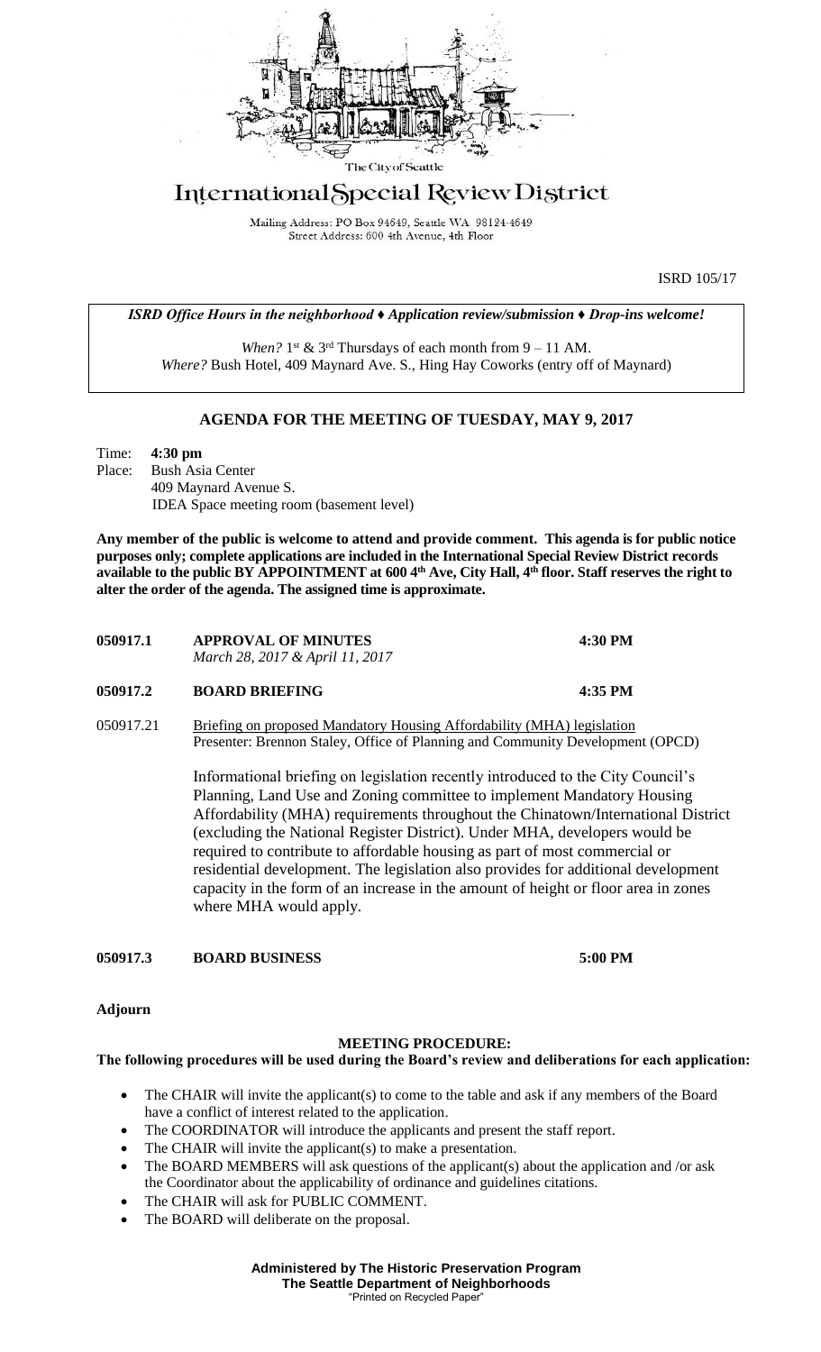The City of Seattle

# International Special Review District

Mailing Address: PO Box 94649, Seattle WA 98124-4649
Street Address: 600 4th Avenue, 4th Floor

ISRD 105/17

***ISRD Office Hours in the neighborhood ♦ Application review/submission ♦ Drop-ins welcome!***

*When?* 1st & 3rd Thursdays of each month from 9 – 11 AM.
*Where?* Bush Hotel, 409 Maynard Ave. S., Hing Hay Coworks (entry off of Maynard)

## AGENDA FOR THE MEETING OF TUESDAY, MAY 9, 2017

Time: **4:30 pm**
Place: Bush Asia Center
409 Maynard Avenue S.
IDEA Space meeting room (basement level)

**Any member of the public is welcome to attend and provide comment. This agenda is for public notice purposes only; complete applications are included in the International Special Review District records available to the public BY APPOINTMENT at 600 4th Ave, City Hall, 4th floor. Staff reserves the right to alter the order of the agenda. The assigned time is approximate.**

**050917.1 APPROVAL OF MINUTES** **4:30 PM**
*March 28, 2017 & April 11, 2017*

**050917.2 BOARD BRIEFING** **4:35 PM**

050917.21 Briefing on proposed Mandatory Housing Affordability (MHA) legislation
Presenter: Brennon Staley, Office of Planning and Community Development (OPCD)

Informational briefing on legislation recently introduced to the City Council's Planning, Land Use and Zoning committee to implement Mandatory Housing Affordability (MHA) requirements throughout the Chinatown/International District (excluding the National Register District). Under MHA, developers would be required to contribute to affordable housing as part of most commercial or residential development. The legislation also provides for additional development capacity in the form of an increase in the amount of height or floor area in zones where MHA would apply.

**050917.3 BOARD BUSINESS** **5:00 PM**

**Adjourn**

**MEETING PROCEDURE:**

**The following procedures will be used during the Board's review and deliberations for each application:**

- The CHAIR will invite the applicant(s) to come to the table and ask if any members of the Board have a conflict of interest related to the application.
- The COORDINATOR will introduce the applicants and present the staff report.
- The CHAIR will invite the applicant(s) to make a presentation.
- The BOARD MEMBERS will ask questions of the applicant(s) about the application and /or ask the Coordinator about the applicability of ordinance and guidelines citations.
- The CHAIR will ask for PUBLIC COMMENT.
- The BOARD will deliberate on the proposal.

**Administered by The Historic Preservation Program**
**The Seattle Department of Neighborhoods**
"Printed on Recycled Paper"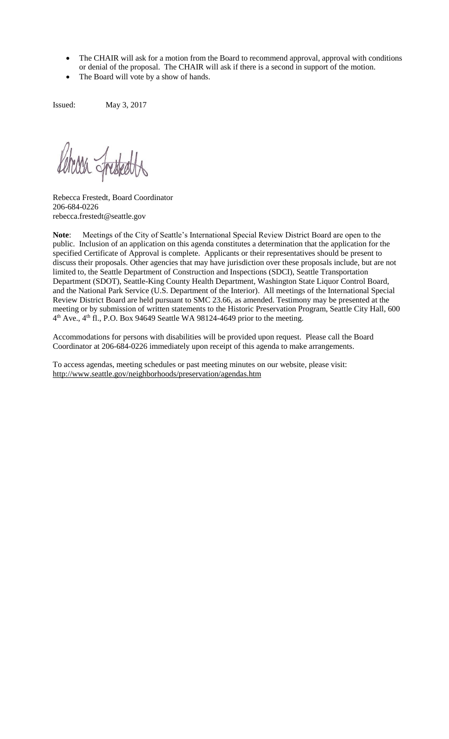- The CHAIR will ask for a motion from the Board to recommend approval, approval with conditions or denial of the proposal. The CHAIR will ask if there is a second in support of the motion.
- The Board will vote by a show of hands.

Issued: May 3, 2017

Rebecca Frestedt, Board Coordinator
206-684-0226
rebecca.frestedt@seattle.gov

**Note**: Meetings of the City of Seattle's International Special Review District Board are open to the public. Inclusion of an application on this agenda constitutes a determination that the application for the specified Certificate of Approval is complete. Applicants or their representatives should be present to discuss their proposals. Other agencies that may have jurisdiction over these proposals include, but are not limited to, the Seattle Department of Construction and Inspections (SDCI), Seattle Transportation Department (SDOT), Seattle-King County Health Department, Washington State Liquor Control Board, and the National Park Service (U.S. Department of the Interior). All meetings of the International Special Review District Board are held pursuant to SMC 23.66, as amended. Testimony may be presented at the meeting or by submission of written statements to the Historic Preservation Program, Seattle City Hall, 600 4th Ave., 4th fl., P.O. Box 94649 Seattle WA 98124-4649 prior to the meeting.

Accommodations for persons with disabilities will be provided upon request. Please call the Board Coordinator at 206-684-0226 immediately upon receipt of this agenda to make arrangements.

To access agendas, meeting schedules or past meeting minutes on our website, please visit: http://www.seattle.gov/neighborhoods/preservation/agendas.htm